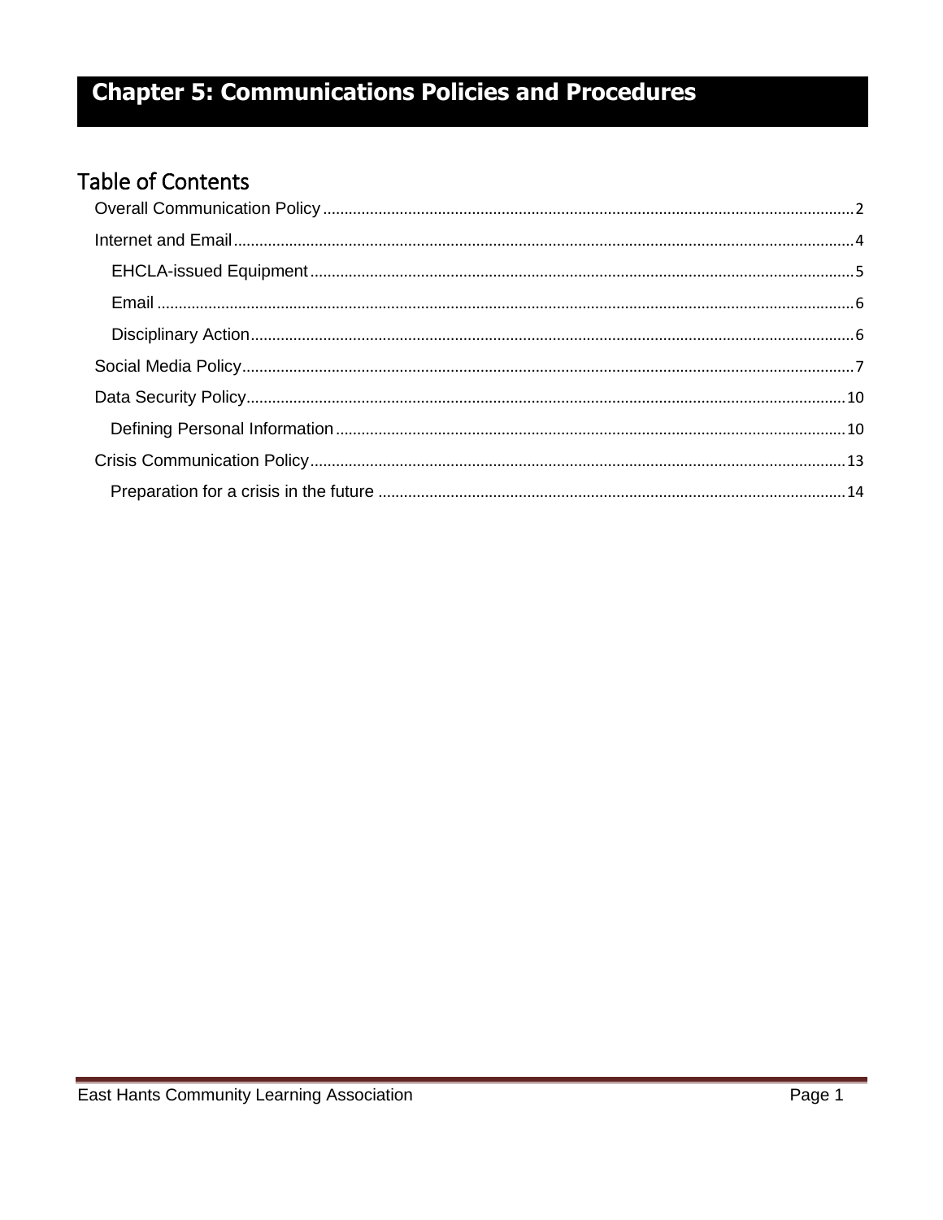# Chapter 5: Communications Policies and Procedures

## Table of Contents

- Overall Communication Policy ........ 2
- Internet and Email ........ 4
  - EHCLA-issued Equipment ........ 5
  - Email ........ 6
  - Disciplinary Action ........ 6
- Social Media Policy ........ 7
- Data Security Policy ........ 10
  - Defining Personal Information ........ 10
- Crisis Communication Policy ........ 13
  - Preparation for a crisis in the future ........ 14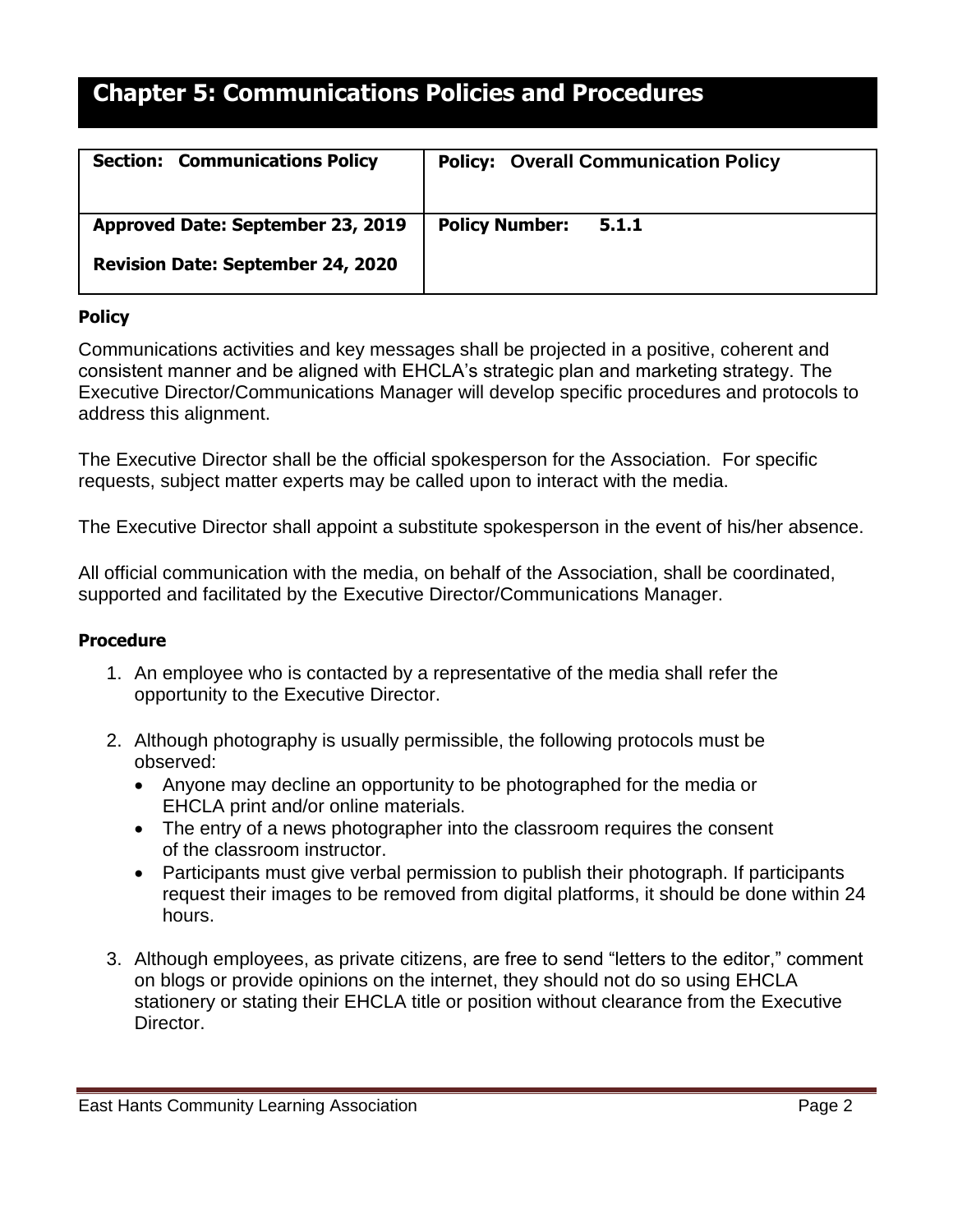# Chapter 5: Communications Policies and Procedures

| **Section: Communications Policy** | **Policy: Overall Communication Policy** |
|---|---|
| **Approved Date: September 23, 2019**<br>**Revision Date: September 24, 2020** | **Policy Number: 5.1.1** |

**Policy**

Communications activities and key messages shall be projected in a positive, coherent and consistent manner and be aligned with EHCLA's strategic plan and marketing strategy. The Executive Director/Communications Manager will develop specific procedures and protocols to address this alignment.

The Executive Director shall be the official spokesperson for the Association. For specific requests, subject matter experts may be called upon to interact with the media.

The Executive Director shall appoint a substitute spokesperson in the event of his/her absence.

All official communication with the media, on behalf of the Association, shall be coordinated, supported and facilitated by the Executive Director/Communications Manager.

**Procedure**

1. An employee who is contacted by a representative of the media shall refer the opportunity to the Executive Director.

2. Although photography is usually permissible, the following protocols must be observed:
   - Anyone may decline an opportunity to be photographed for the media or EHCLA print and/or online materials.
   - The entry of a news photographer into the classroom requires the consent of the classroom instructor.
   - Participants must give verbal permission to publish their photograph. If participants request their images to be removed from digital platforms, it should be done within 24 hours.

3. Although employees, as private citizens, are free to send "letters to the editor," comment on blogs or provide opinions on the internet, they should not do so using EHCLA stationery or stating their EHCLA title or position without clearance from the Executive Director.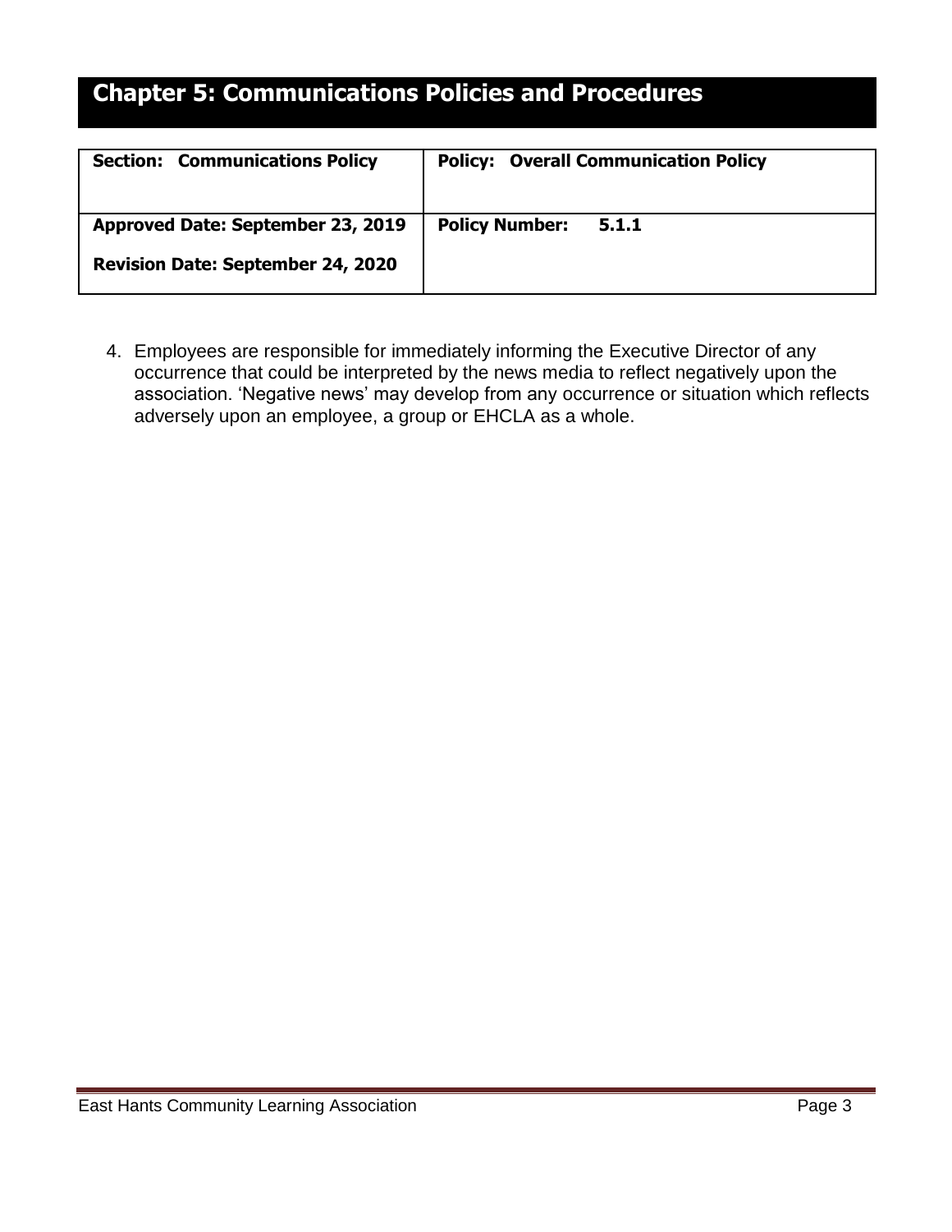# Chapter 5: Communications Policies and Procedures

| **Section: Communications Policy** | **Policy: Overall Communication Policy** |
|---|---|
| **Approved Date: September 23, 2019**<br>**Revision Date: September 24, 2020** | **Policy Number: 5.1.1** |

4. Employees are responsible for immediately informing the Executive Director of any occurrence that could be interpreted by the news media to reflect negatively upon the association. 'Negative news' may develop from any occurrence or situation which reflects adversely upon an employee, a group or EHCLA as a whole.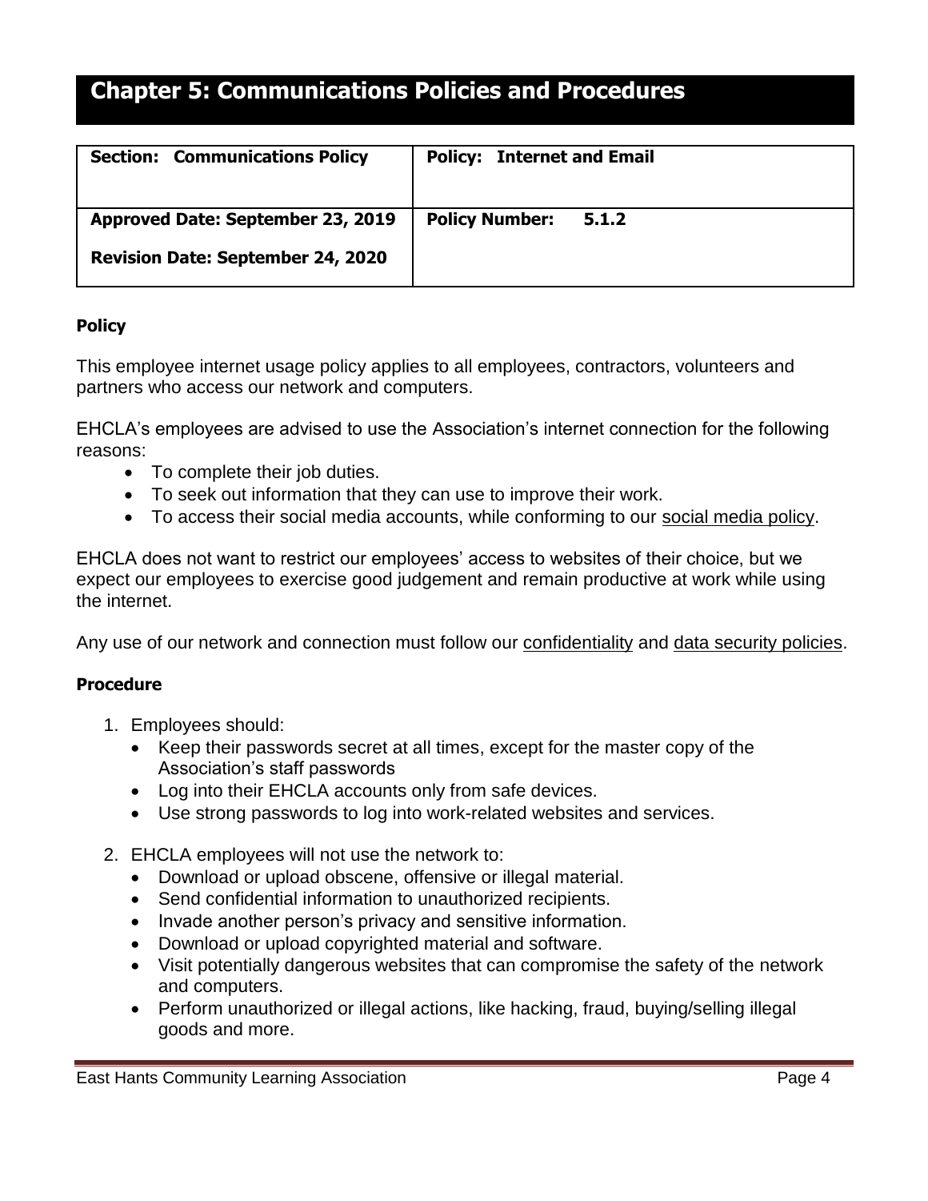# Chapter 5: Communications Policies and Procedures

| **Section: Communications Policy** | **Policy: Internet and Email** |
|---|---|
| **Approved Date: September 23, 2019**<br>**Revision Date: September 24, 2020** | **Policy Number: 5.1.2** |

**Policy**

This employee internet usage policy applies to all employees, contractors, volunteers and partners who access our network and computers.

EHCLA's employees are advised to use the Association's internet connection for the following reasons:

- To complete their job duties.
- To seek out information that they can use to improve their work.
- To access their social media accounts, while conforming to our social media policy.

EHCLA does not want to restrict our employees' access to websites of their choice, but we expect our employees to exercise good judgement and remain productive at work while using the internet.

Any use of our network and connection must follow our confidentiality and data security policies.

**Procedure**

1. Employees should:
   - Keep their passwords secret at all times, except for the master copy of the Association's staff passwords
   - Log into their EHCLA accounts only from safe devices.
   - Use strong passwords to log into work-related websites and services.

2. EHCLA employees will not use the network to:
   - Download or upload obscene, offensive or illegal material.
   - Send confidential information to unauthorized recipients.
   - Invade another person's privacy and sensitive information.
   - Download or upload copyrighted material and software.
   - Visit potentially dangerous websites that can compromise the safety of the network and computers.
   - Perform unauthorized or illegal actions, like hacking, fraud, buying/selling illegal goods and more.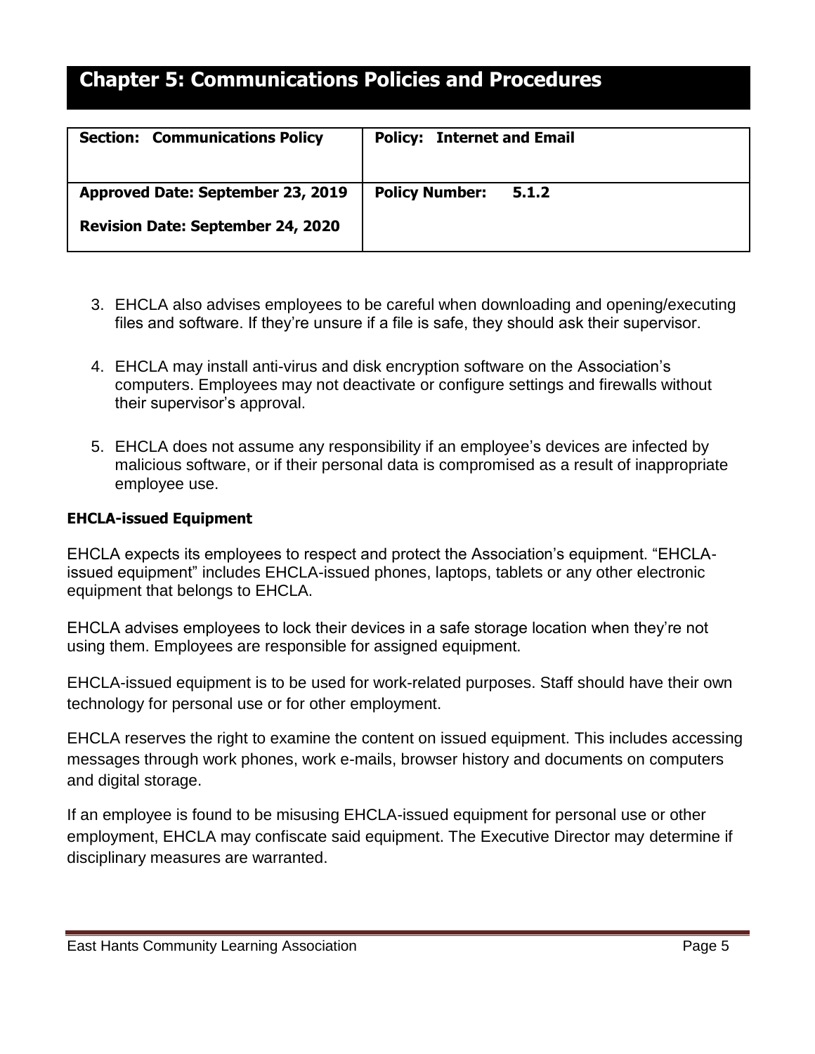# Chapter 5: Communications Policies and Procedures

| **Section: Communications Policy** | **Policy: Internet and Email** |
|---|---|
| **Approved Date: September 23, 2019**<br>**Revision Date: September 24, 2020** | **Policy Number: 5.1.2** |

3. EHCLA also advises employees to be careful when downloading and opening/executing files and software. If they're unsure if a file is safe, they should ask their supervisor.

4. EHCLA may install anti-virus and disk encryption software on the Association's computers. Employees may not deactivate or configure settings and firewalls without their supervisor's approval.

5. EHCLA does not assume any responsibility if an employee's devices are infected by malicious software, or if their personal data is compromised as a result of inappropriate employee use.

**EHCLA-issued Equipment**

EHCLA expects its employees to respect and protect the Association's equipment. "EHCLA-issued equipment" includes EHCLA-issued phones, laptops, tablets or any other electronic equipment that belongs to EHCLA.

EHCLA advises employees to lock their devices in a safe storage location when they're not using them. Employees are responsible for assigned equipment.

EHCLA-issued equipment is to be used for work-related purposes. Staff should have their own technology for personal use or for other employment.

EHCLA reserves the right to examine the content on issued equipment. This includes accessing messages through work phones, work e-mails, browser history and documents on computers and digital storage.

If an employee is found to be misusing EHCLA-issued equipment for personal use or other employment, EHCLA may confiscate said equipment. The Executive Director may determine if disciplinary measures are warranted.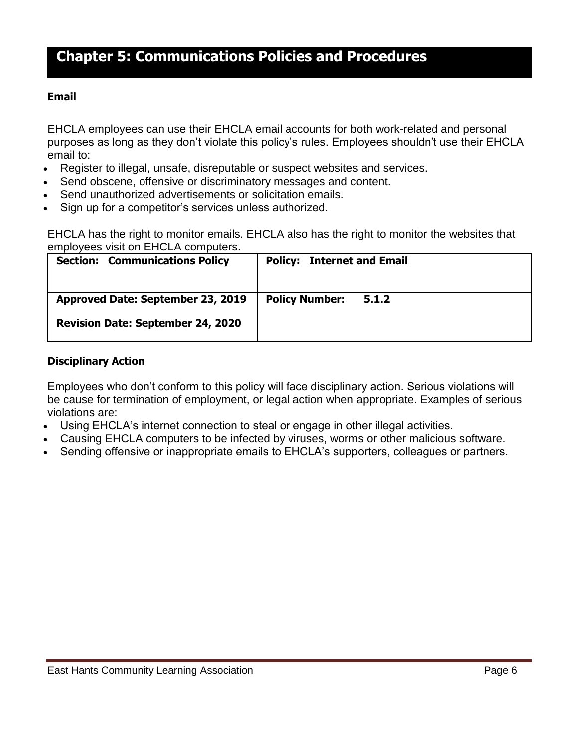# Chapter 5: Communications Policies and Procedures

### Email

EHCLA employees can use their EHCLA email accounts for both work-related and personal purposes as long as they don't violate this policy's rules. Employees shouldn't use their EHCLA email to:

- Register to illegal, unsafe, disreputable or suspect websites and services.
- Send obscene, offensive or discriminatory messages and content.
- Send unauthorized advertisements or solicitation emails.
- Sign up for a competitor's services unless authorized.

EHCLA has the right to monitor emails. EHCLA also has the right to monitor the websites that employees visit on EHCLA computers.

| **Section: Communications Policy** | **Policy: Internet and Email** |
|---|---|
| **Approved Date: September 23, 2019**<br>**Revision Date: September 24, 2020** | **Policy Number: 5.1.2** |

### Disciplinary Action

Employees who don't conform to this policy will face disciplinary action. Serious violations will be cause for termination of employment, or legal action when appropriate. Examples of serious violations are:

- Using EHCLA's internet connection to steal or engage in other illegal activities.
- Causing EHCLA computers to be infected by viruses, worms or other malicious software.
- Sending offensive or inappropriate emails to EHCLA's supporters, colleagues or partners.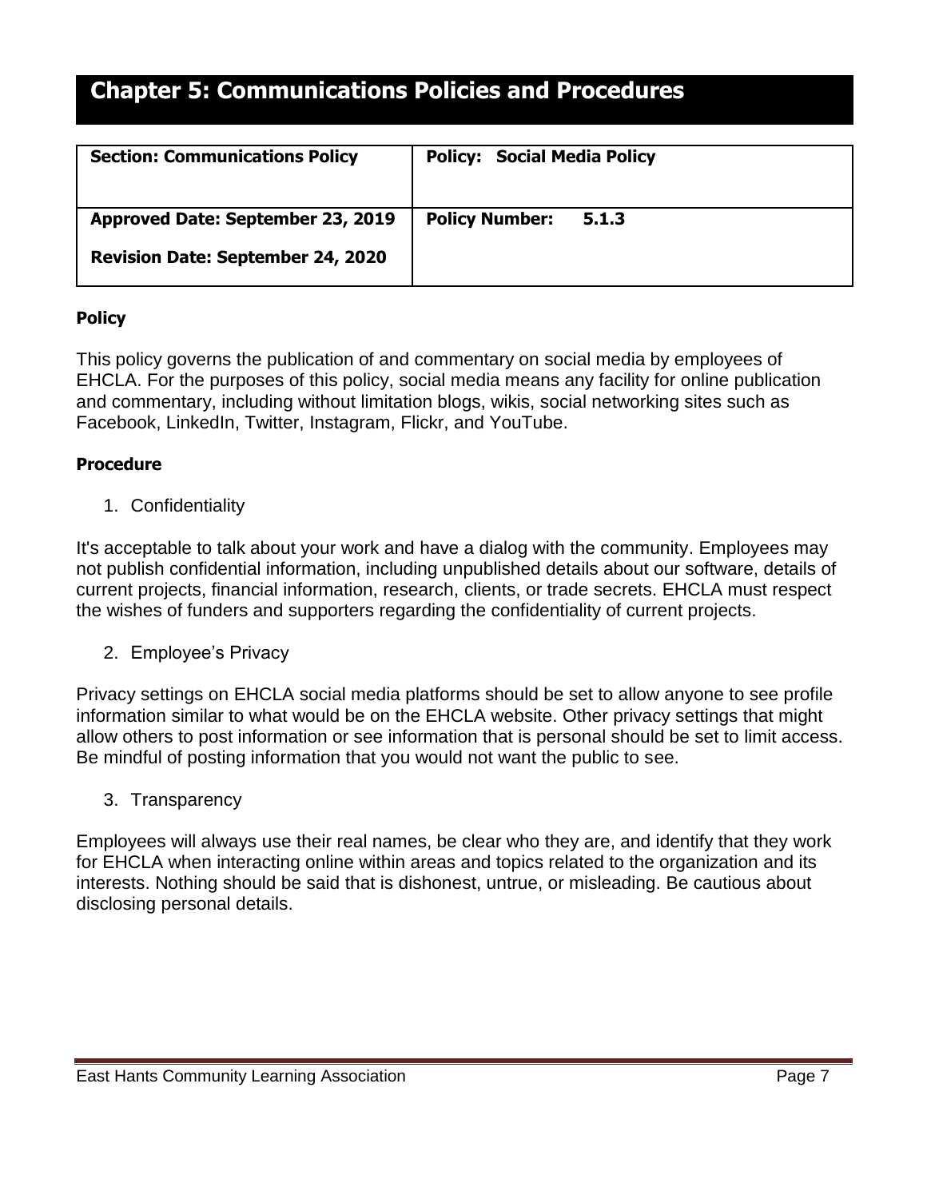# Chapter 5: Communications Policies and Procedures

| Section: Communications Policy | Policy: Social Media Policy |
|---|---|
| Approved Date: September 23, 2019<br>Revision Date: September 24, 2020 | Policy Number: 5.1.3 |

**Policy**

This policy governs the publication of and commentary on social media by employees of EHCLA. For the purposes of this policy, social media means any facility for online publication and commentary, including without limitation blogs, wikis, social networking sites such as Facebook, LinkedIn, Twitter, Instagram, Flickr, and YouTube.

**Procedure**

1. Confidentiality

It's acceptable to talk about your work and have a dialog with the community. Employees may not publish confidential information, including unpublished details about our software, details of current projects, financial information, research, clients, or trade secrets. EHCLA must respect the wishes of funders and supporters regarding the confidentiality of current projects.

2. Employee's Privacy

Privacy settings on EHCLA social media platforms should be set to allow anyone to see profile information similar to what would be on the EHCLA website. Other privacy settings that might allow others to post information or see information that is personal should be set to limit access. Be mindful of posting information that you would not want the public to see.

3. Transparency

Employees will always use their real names, be clear who they are, and identify that they work for EHCLA when interacting online within areas and topics related to the organization and its interests. Nothing should be said that is dishonest, untrue, or misleading. Be cautious about disclosing personal details.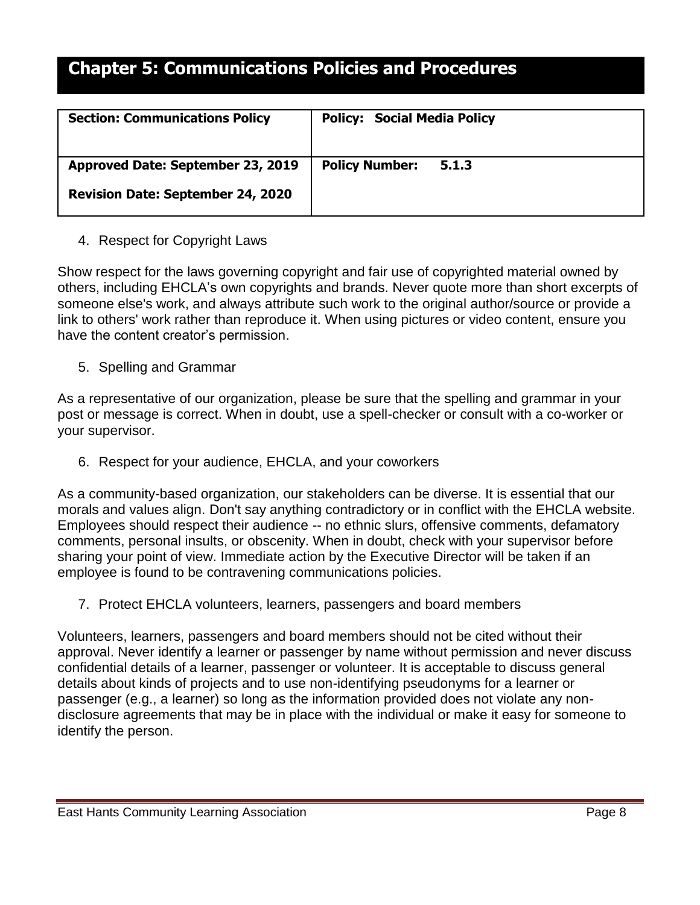# Chapter 5: Communications Policies and Procedures

| **Section: Communications Policy** | **Policy: Social Media Policy** |
| --- | --- |
| **Approved Date: September 23, 2019**<br>**Revision Date: September 24, 2020** | **Policy Number: 5.1.3** |

4. Respect for Copyright Laws

Show respect for the laws governing copyright and fair use of copyrighted material owned by others, including EHCLA's own copyrights and brands. Never quote more than short excerpts of someone else's work, and always attribute such work to the original author/source or provide a link to others' work rather than reproduce it. When using pictures or video content, ensure you have the content creator's permission.

5. Spelling and Grammar

As a representative of our organization, please be sure that the spelling and grammar in your post or message is correct. When in doubt, use a spell-checker or consult with a co-worker or your supervisor.

6. Respect for your audience, EHCLA, and your coworkers

As a community-based organization, our stakeholders can be diverse. It is essential that our morals and values align. Don't say anything contradictory or in conflict with the EHCLA website. Employees should respect their audience -- no ethnic slurs, offensive comments, defamatory comments, personal insults, or obscenity. When in doubt, check with your supervisor before sharing your point of view. Immediate action by the Executive Director will be taken if an employee is found to be contravening communications policies.

7. Protect EHCLA volunteers, learners, passengers and board members

Volunteers, learners, passengers and board members should not be cited without their approval. Never identify a learner or passenger by name without permission and never discuss confidential details of a learner, passenger or volunteer. It is acceptable to discuss general details about kinds of projects and to use non-identifying pseudonyms for a learner or passenger (e.g., a learner) so long as the information provided does not violate any non-disclosure agreements that may be in place with the individual or make it easy for someone to identify the person.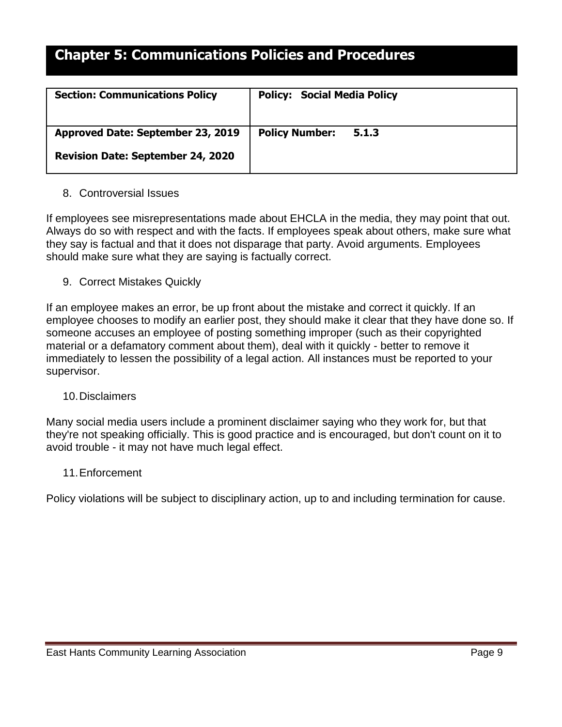# Chapter 5: Communications Policies and Procedures

| **Section: Communications Policy** | **Policy: Social Media Policy** |
|---|---|
| **Approved Date: September 23, 2019**<br>**Revision Date: September 24, 2020** | **Policy Number: 5.1.3** |

8. Controversial Issues

If employees see misrepresentations made about EHCLA in the media, they may point that out. Always do so with respect and with the facts. If employees speak about others, make sure what they say is factual and that it does not disparage that party. Avoid arguments. Employees should make sure what they are saying is factually correct.

9. Correct Mistakes Quickly

If an employee makes an error, be up front about the mistake and correct it quickly. If an employee chooses to modify an earlier post, they should make it clear that they have done so. If someone accuses an employee of posting something improper (such as their copyrighted material or a defamatory comment about them), deal with it quickly - better to remove it immediately to lessen the possibility of a legal action. All instances must be reported to your supervisor.

10. Disclaimers

Many social media users include a prominent disclaimer saying who they work for, but that they're not speaking officially. This is good practice and is encouraged, but don't count on it to avoid trouble - it may not have much legal effect.

11. Enforcement

Policy violations will be subject to disciplinary action, up to and including termination for cause.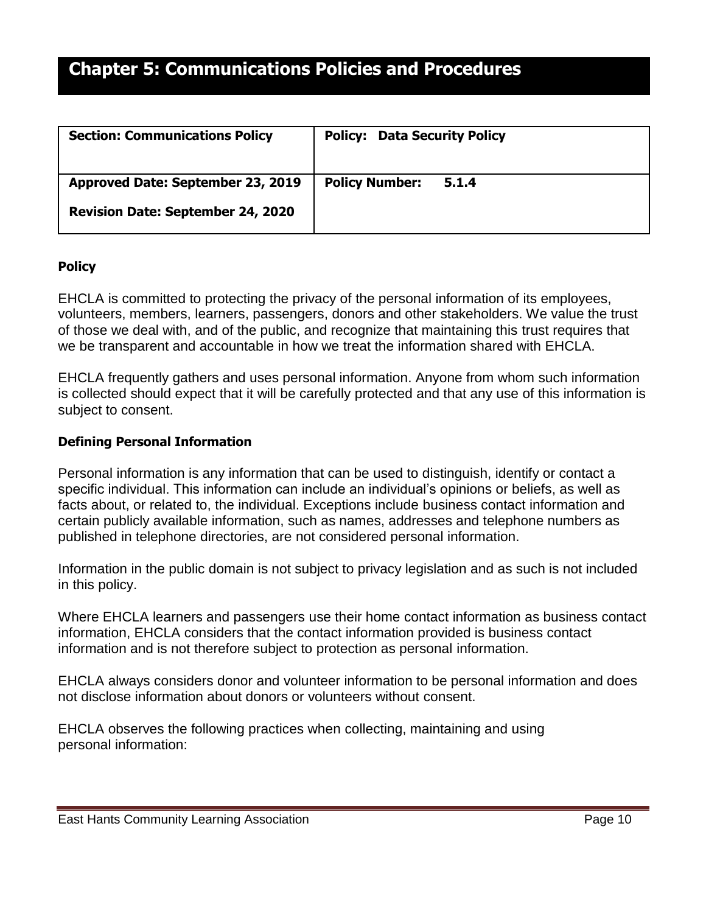# Chapter 5: Communications Policies and Procedures

| **Section: Communications Policy** | **Policy: Data Security Policy** |
| --- | --- |
| **Approved Date: September 23, 2019**<br>**Revision Date: September 24, 2020** | **Policy Number: 5.1.4** |

**Policy**

EHCLA is committed to protecting the privacy of the personal information of its employees, volunteers, members, learners, passengers, donors and other stakeholders. We value the trust of those we deal with, and of the public, and recognize that maintaining this trust requires that we be transparent and accountable in how we treat the information shared with EHCLA.

EHCLA frequently gathers and uses personal information. Anyone from whom such information is collected should expect that it will be carefully protected and that any use of this information is subject to consent.

**Defining Personal Information**

Personal information is any information that can be used to distinguish, identify or contact a specific individual. This information can include an individual's opinions or beliefs, as well as facts about, or related to, the individual. Exceptions include business contact information and certain publicly available information, such as names, addresses and telephone numbers as published in telephone directories, are not considered personal information.

Information in the public domain is not subject to privacy legislation and as such is not included in this policy.

Where EHCLA learners and passengers use their home contact information as business contact information, EHCLA considers that the contact information provided is business contact information and is not therefore subject to protection as personal information.

EHCLA always considers donor and volunteer information to be personal information and does not disclose information about donors or volunteers without consent.

EHCLA observes the following practices when collecting, maintaining and using personal information: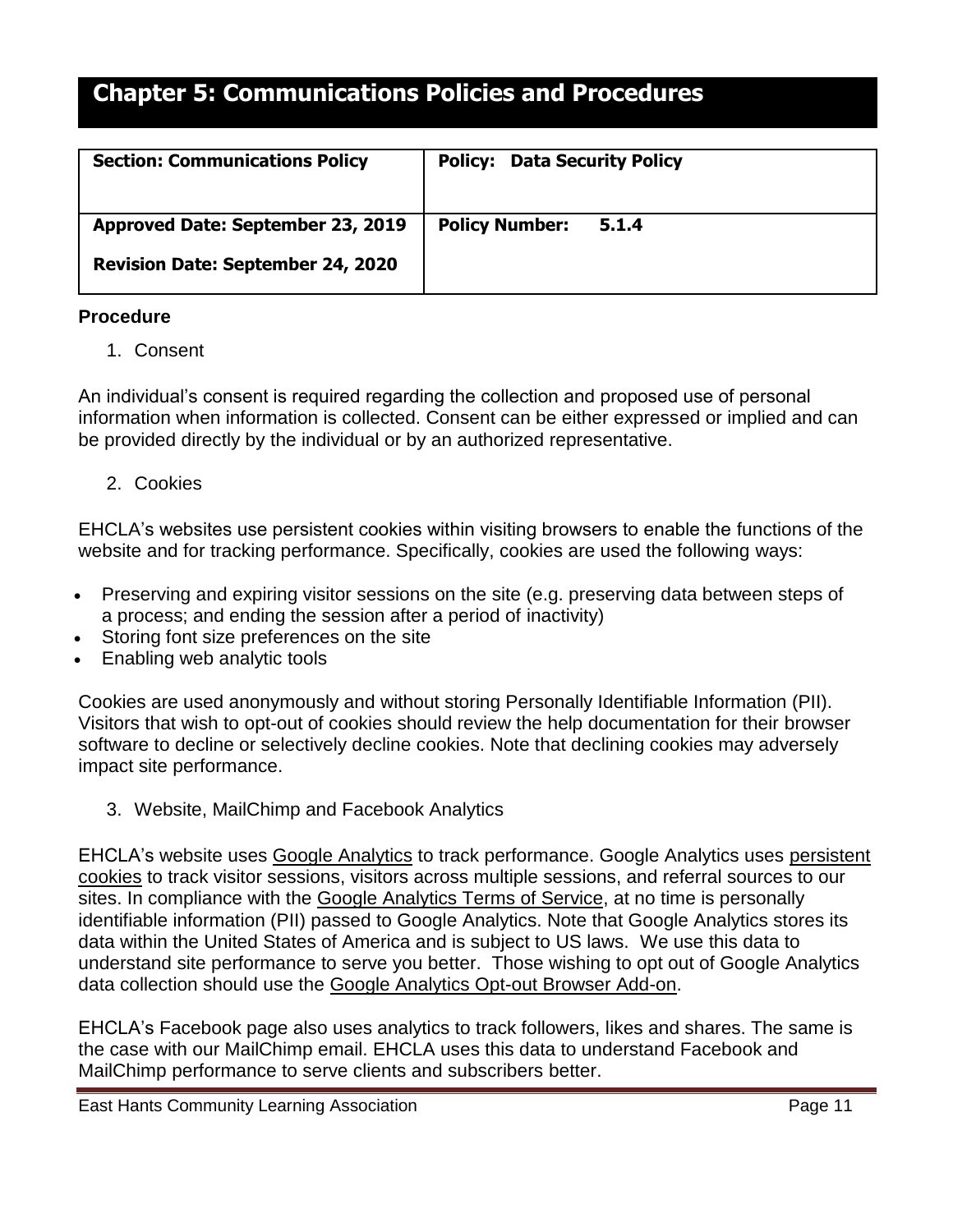# Chapter 5: Communications Policies and Procedures

| **Section: Communications Policy** | **Policy: Data Security Policy** |
| --- | --- |
| **Approved Date: September 23, 2019**<br>**Revision Date: September 24, 2020** | **Policy Number: 5.1.4** |

**Procedure**

1. Consent

An individual's consent is required regarding the collection and proposed use of personal information when information is collected. Consent can be either expressed or implied and can be provided directly by the individual or by an authorized representative.

2. Cookies

EHCLA's websites use persistent cookies within visiting browsers to enable the functions of the website and for tracking performance. Specifically, cookies are used the following ways:

- Preserving and expiring visitor sessions on the site (e.g. preserving data between steps of a process; and ending the session after a period of inactivity)
- Storing font size preferences on the site
- Enabling web analytic tools

Cookies are used anonymously and without storing Personally Identifiable Information (PII). Visitors that wish to opt-out of cookies should review the help documentation for their browser software to decline or selectively decline cookies. Note that declining cookies may adversely impact site performance.

3. Website, MailChimp and Facebook Analytics

EHCLA's website uses Google Analytics to track performance. Google Analytics uses persistent cookies to track visitor sessions, visitors across multiple sessions, and referral sources to our sites. In compliance with the Google Analytics Terms of Service, at no time is personally identifiable information (PII) passed to Google Analytics. Note that Google Analytics stores its data within the United States of America and is subject to US laws. We use this data to understand site performance to serve you better. Those wishing to opt out of Google Analytics data collection should use the Google Analytics Opt-out Browser Add-on.

EHCLA's Facebook page also uses analytics to track followers, likes and shares. The same is the case with our MailChimp email. EHCLA uses this data to understand Facebook and MailChimp performance to serve clients and subscribers better.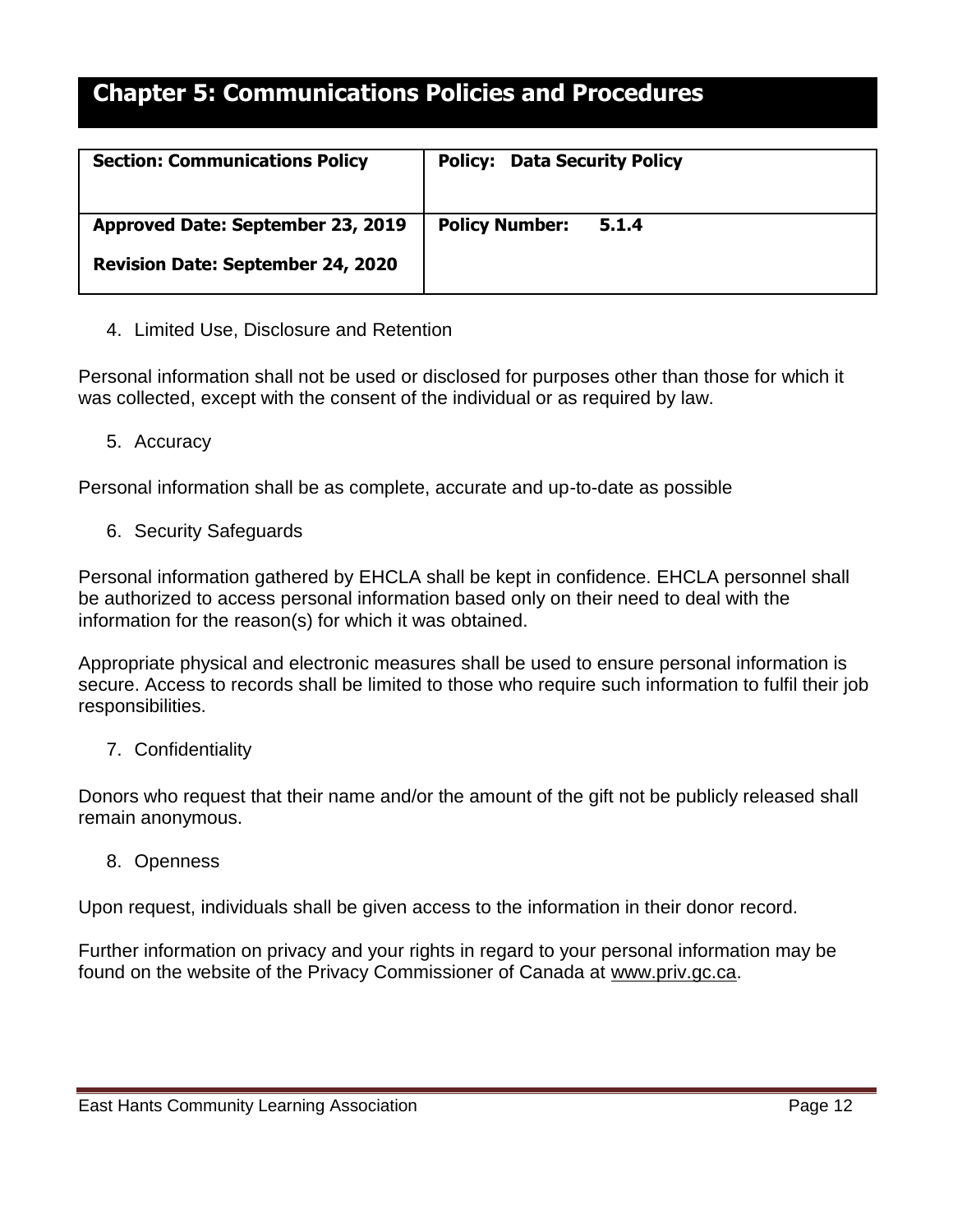# Chapter 5: Communications Policies and Procedures

| Section: Communications Policy | Policy: Data Security Policy |
| --- | --- |
| Approved Date: September 23, 2019<br>Revision Date: September 24, 2020 | Policy Number: 5.1.4 |

4. Limited Use, Disclosure and Retention

Personal information shall not be used or disclosed for purposes other than those for which it was collected, except with the consent of the individual or as required by law.

5. Accuracy

Personal information shall be as complete, accurate and up-to-date as possible

6. Security Safeguards

Personal information gathered by EHCLA shall be kept in confidence. EHCLA personnel shall be authorized to access personal information based only on their need to deal with the information for the reason(s) for which it was obtained.

Appropriate physical and electronic measures shall be used to ensure personal information is secure. Access to records shall be limited to those who require such information to fulfil their job responsibilities.

7. Confidentiality

Donors who request that their name and/or the amount of the gift not be publicly released shall remain anonymous.

8. Openness

Upon request, individuals shall be given access to the information in their donor record.

Further information on privacy and your rights in regard to your personal information may be found on the website of the Privacy Commissioner of Canada at www.priv.gc.ca.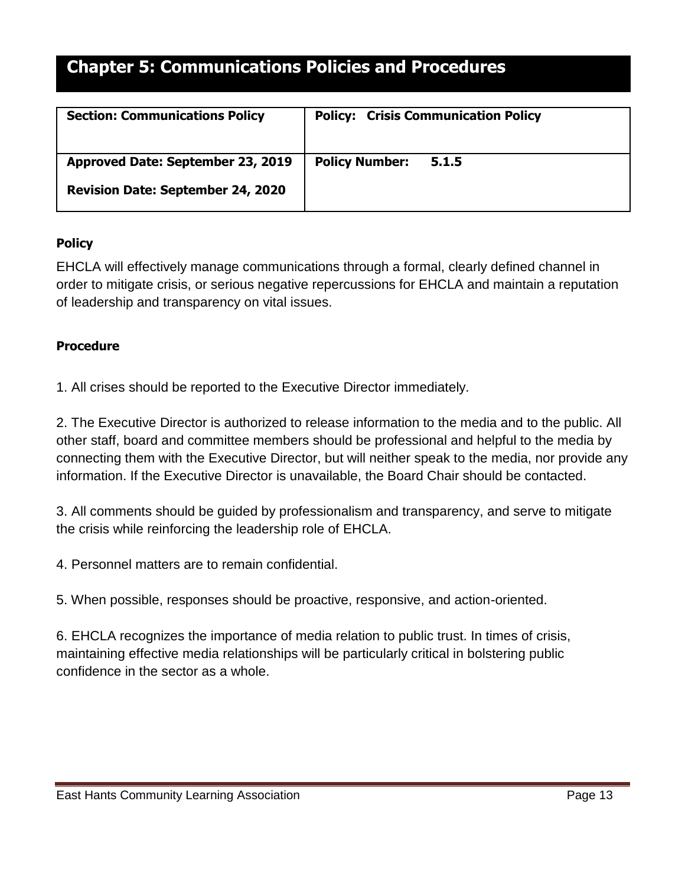# Chapter 5: Communications Policies and Procedures

| **Section: Communications Policy** | **Policy: Crisis Communication Policy** |
| --- | --- |
| **Approved Date: September 23, 2019**<br>**Revision Date: September 24, 2020** | **Policy Number: 5.1.5** |

**Policy**

EHCLA will effectively manage communications through a formal, clearly defined channel in order to mitigate crisis, or serious negative repercussions for EHCLA and maintain a reputation of leadership and transparency on vital issues.

**Procedure**

1. All crises should be reported to the Executive Director immediately.

2. The Executive Director is authorized to release information to the media and to the public. All other staff, board and committee members should be professional and helpful to the media by connecting them with the Executive Director, but will neither speak to the media, nor provide any information. If the Executive Director is unavailable, the Board Chair should be contacted.

3. All comments should be guided by professionalism and transparency, and serve to mitigate the crisis while reinforcing the leadership role of EHCLA.

4. Personnel matters are to remain confidential.

5. When possible, responses should be proactive, responsive, and action-oriented.

6. EHCLA recognizes the importance of media relation to public trust. In times of crisis, maintaining effective media relationships will be particularly critical in bolstering public confidence in the sector as a whole.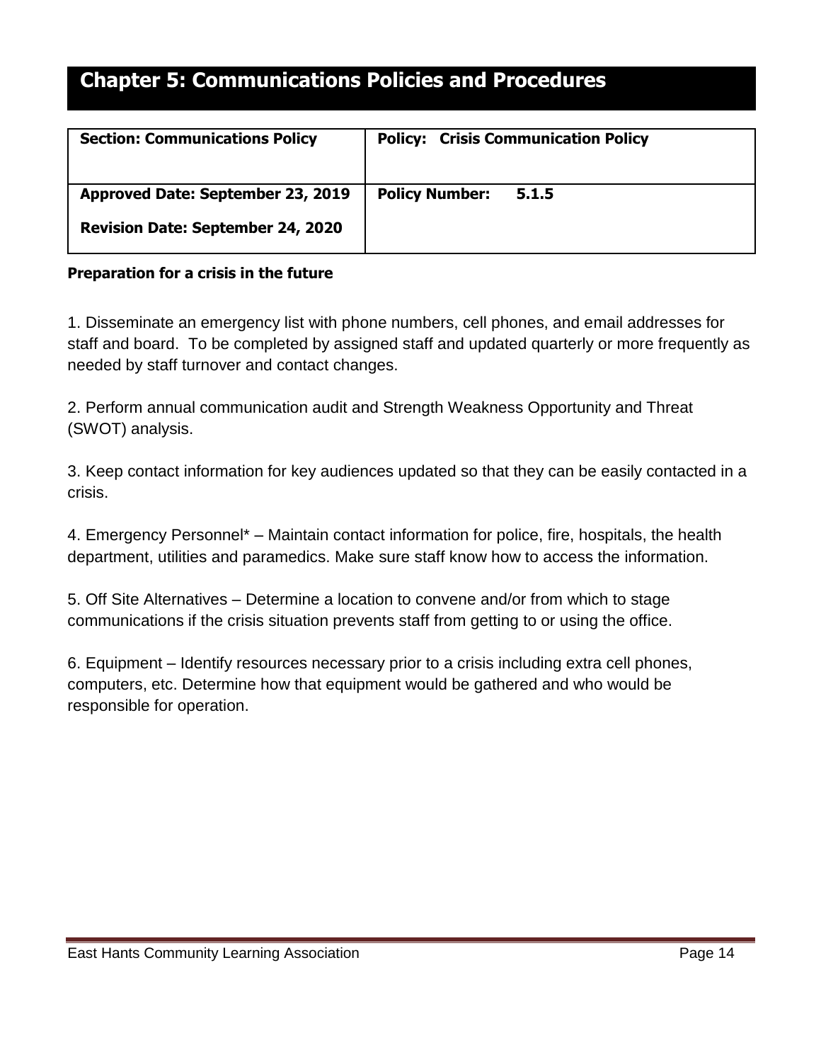# Chapter 5: Communications Policies and Procedures

| | |
|---|---|
| **Section: Communications Policy** | **Policy: Crisis Communication Policy** |
| **Approved Date: September 23, 2019**<br>**Revision Date: September 24, 2020** | **Policy Number: 5.1.5** |

**Preparation for a crisis in the future**

1. Disseminate an emergency list with phone numbers, cell phones, and email addresses for staff and board. To be completed by assigned staff and updated quarterly or more frequently as needed by staff turnover and contact changes.

2. Perform annual communication audit and Strength Weakness Opportunity and Threat (SWOT) analysis.

3. Keep contact information for key audiences updated so that they can be easily contacted in a crisis.

4. Emergency Personnel* – Maintain contact information for police, fire, hospitals, the health department, utilities and paramedics. Make sure staff know how to access the information.

5. Off Site Alternatives – Determine a location to convene and/or from which to stage communications if the crisis situation prevents staff from getting to or using the office.

6. Equipment – Identify resources necessary prior to a crisis including extra cell phones, computers, etc. Determine how that equipment would be gathered and who would be responsible for operation.